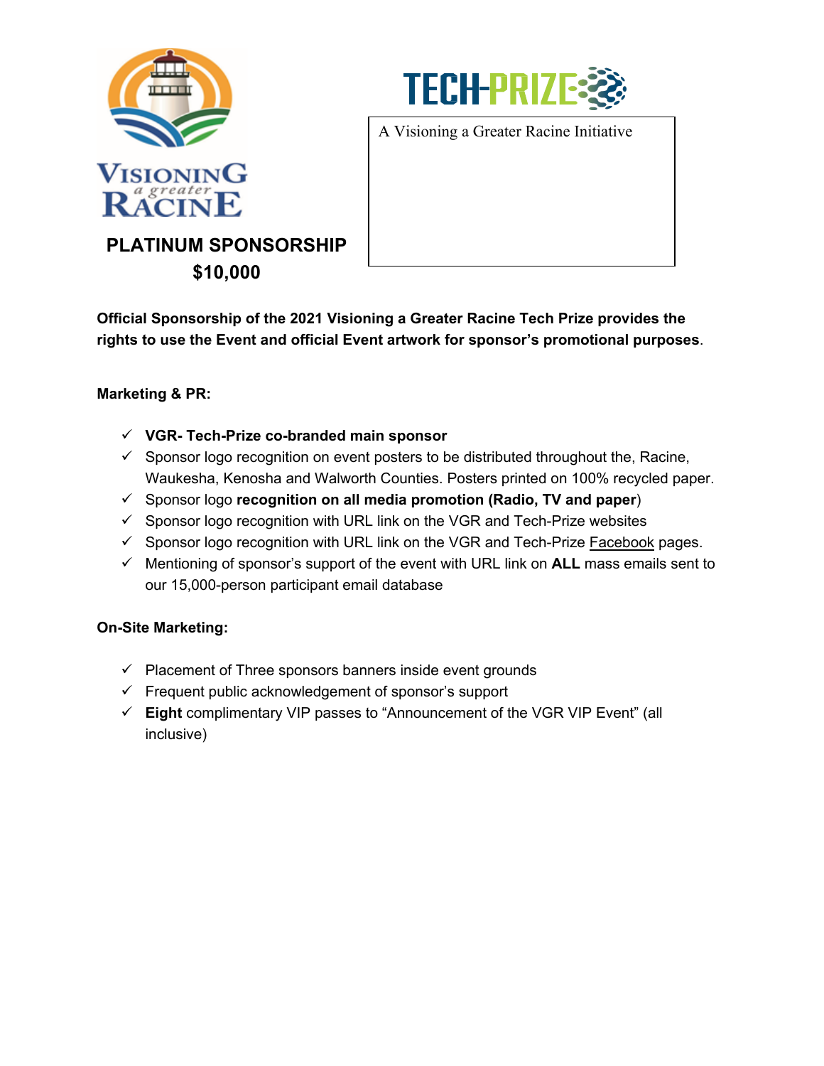Visioning a greater Racine

TECH-PRIZE

A Visioning a Greater Racine Initiative

## PLATINUM SPONSORSHIP
## $10,000

**Official Sponsorship of the 2021 Visioning a Greater Racine Tech Prize provides the rights to use the Event and official Event artwork for sponsor's promotional purposes**.

**Marketing & PR:**

- ✓ **VGR- Tech-Prize co-branded main sponsor**
- ✓ Sponsor logo recognition on event posters to be distributed throughout the, Racine, Waukesha, Kenosha and Walworth Counties. Posters printed on 100% recycled paper.
- ✓ Sponsor logo **recognition on all media promotion (Radio, TV and paper**)
- ✓ Sponsor logo recognition with URL link on the VGR and Tech-Prize websites
- ✓ Sponsor logo recognition with URL link on the VGR and Tech-Prize Facebook pages.
- ✓ Mentioning of sponsor's support of the event with URL link on **ALL** mass emails sent to our 15,000-person participant email database

**On-Site Marketing:**

- ✓ Placement of Three sponsors banners inside event grounds
- ✓ Frequent public acknowledgement of sponsor's support
- ✓ **Eight** complimentary VIP passes to "Announcement of the VGR VIP Event" (all inclusive)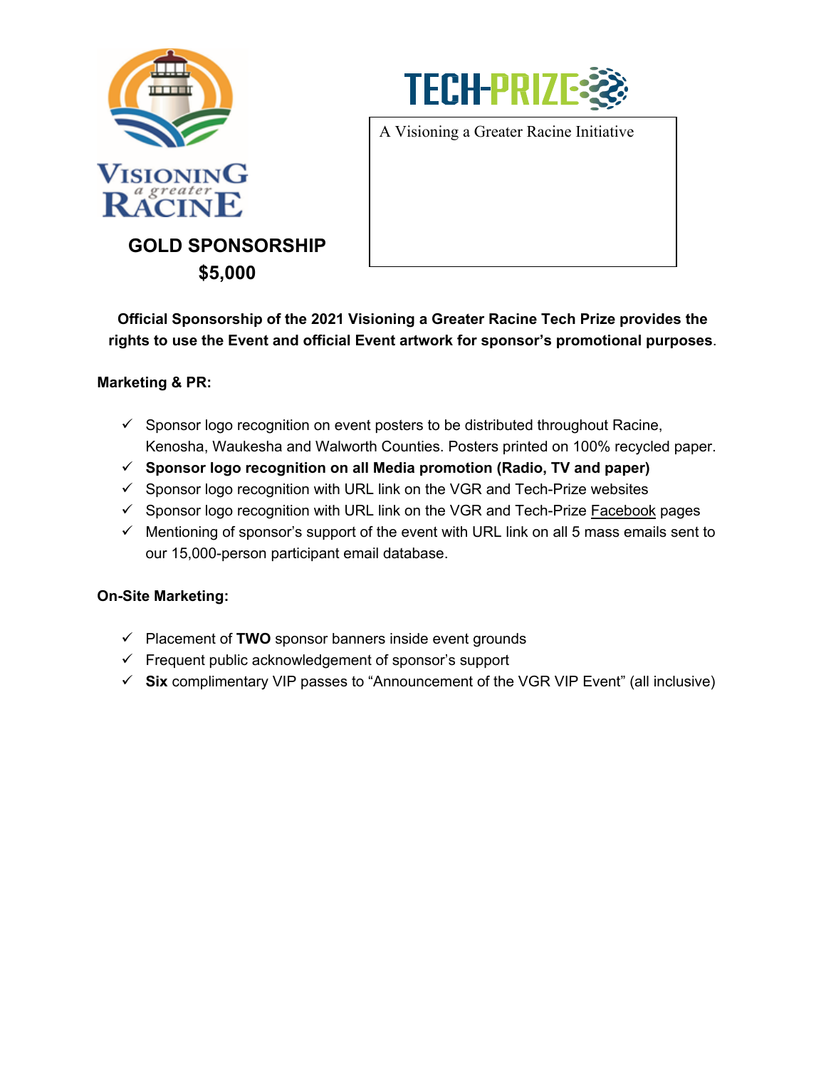VISIONING a greater RACINE

TECH-PRIZE

A Visioning a Greater Racine Initiative

## GOLD SPONSORSHIP
## $5,000

**Official Sponsorship of the 2021 Visioning a Greater Racine Tech Prize provides the rights to use the Event and official Event artwork for sponsor's promotional purposes**.

**Marketing & PR:**

- ✓ Sponsor logo recognition on event posters to be distributed throughout Racine, Kenosha, Waukesha and Walworth Counties. Posters printed on 100% recycled paper.
- ✓ **Sponsor logo recognition on all Media promotion (Radio, TV and paper)**
- ✓ Sponsor logo recognition with URL link on the VGR and Tech-Prize websites
- ✓ Sponsor logo recognition with URL link on the VGR and Tech-Prize Facebook pages
- ✓ Mentioning of sponsor's support of the event with URL link on all 5 mass emails sent to our 15,000-person participant email database.

**On-Site Marketing:**

- ✓ Placement of **TWO** sponsor banners inside event grounds
- ✓ Frequent public acknowledgement of sponsor's support
- ✓ **Six** complimentary VIP passes to "Announcement of the VGR VIP Event" (all inclusive)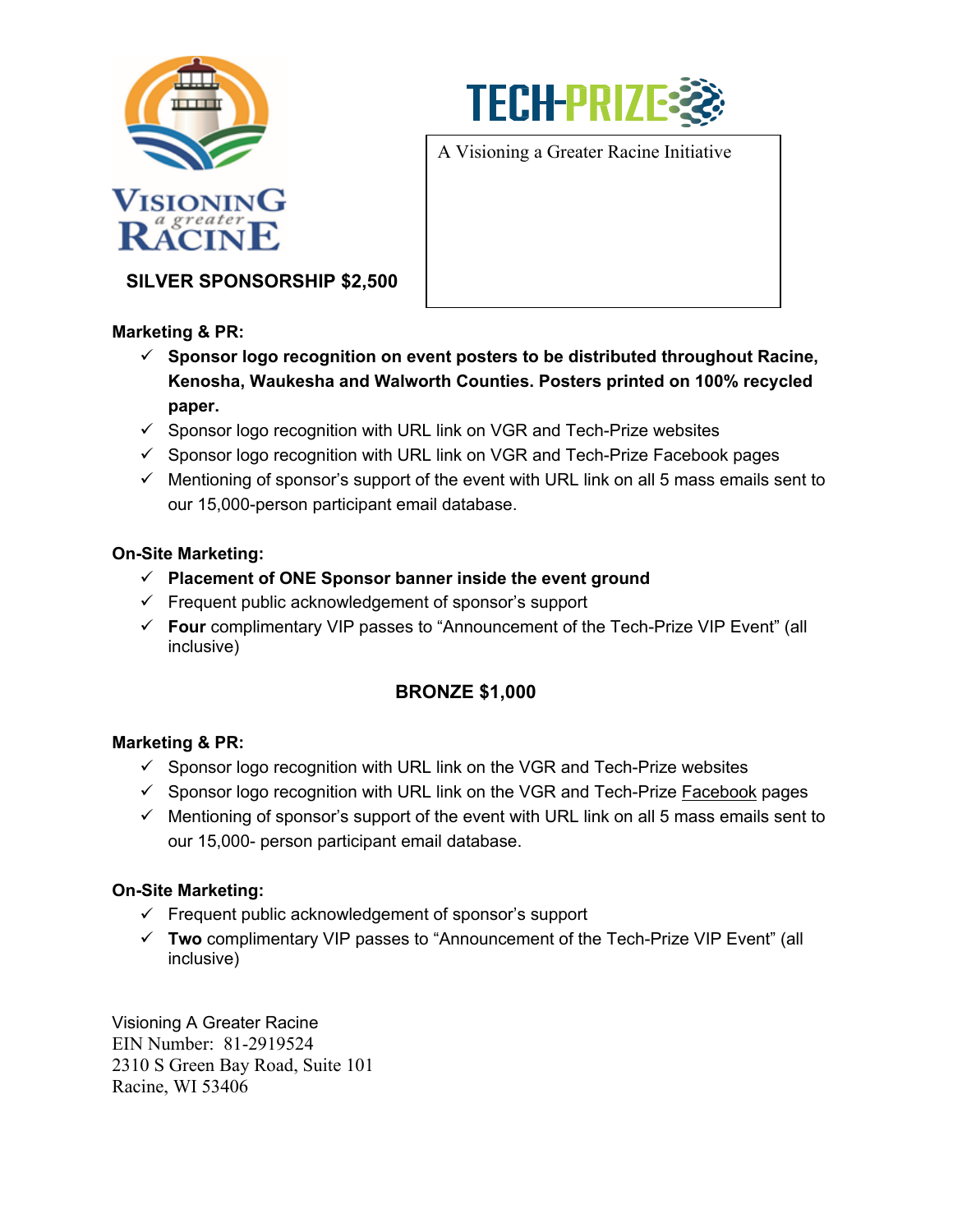VISIONING a greater RACINE

TECH-PRIZE

A Visioning a Greater Racine Initiative

## SILVER SPONSORSHIP $2,500

**Marketing & PR:**

- ✓ **Sponsor logo recognition on event posters to be distributed throughout Racine, Kenosha, Waukesha and Walworth Counties. Posters printed on 100% recycled paper.**
- ✓ Sponsor logo recognition with URL link on VGR and Tech-Prize websites
- ✓ Sponsor logo recognition with URL link on VGR and Tech-Prize Facebook pages
- ✓ Mentioning of sponsor's support of the event with URL link on all 5 mass emails sent to our 15,000-person participant email database.

**On-Site Marketing:**

- ✓ **Placement of ONE Sponsor banner inside the event ground**
- ✓ Frequent public acknowledgement of sponsor's support
- ✓ **Four** complimentary VIP passes to "Announcement of the Tech-Prize VIP Event" (all inclusive)

## BRONZE $1,000

**Marketing & PR:**

- ✓ Sponsor logo recognition with URL link on the VGR and Tech-Prize websites
- ✓ Sponsor logo recognition with URL link on the VGR and Tech-Prize Facebook pages
- ✓ Mentioning of sponsor's support of the event with URL link on all 5 mass emails sent to our 15,000- person participant email database.

**On-Site Marketing:**

- ✓ Frequent public acknowledgement of sponsor's support
- ✓ **Two** complimentary VIP passes to "Announcement of the Tech-Prize VIP Event" (all inclusive)

Visioning A Greater Racine
EIN Number: 81-2919524
2310 S Green Bay Road, Suite 101
Racine, WI 53406